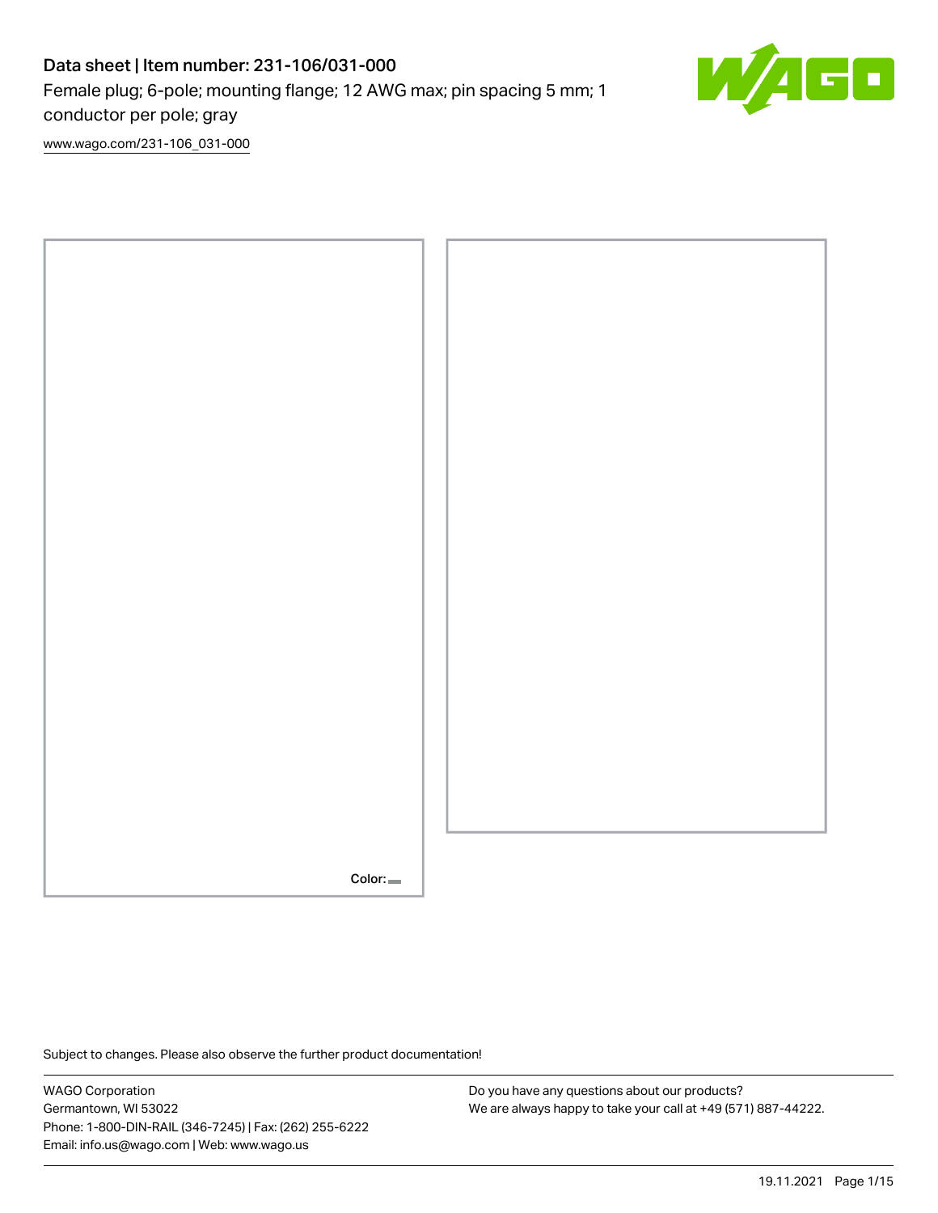# Data sheet | Item number: 231-106/031-000

Female plug; 6-pole; mounting flange; 12 AWG max; pin spacing 5 mm; 1 conductor per pole; gray

[www.wago.com/231-106_031-000](www.wago.com/231-106_031-000)

Color:

Subject to changes. Please also observe the further product documentation!

WAGO Corporation
Germantown, WI 53022
Phone: 1-800-DIN-RAIL (346-7245) | Fax: (262) 255-6222
Email: info.us@wago.com | Web: www.wago.us

Do you have any questions about our products?
We are always happy to take your call at +49 (571) 887-44222.

19.11.2021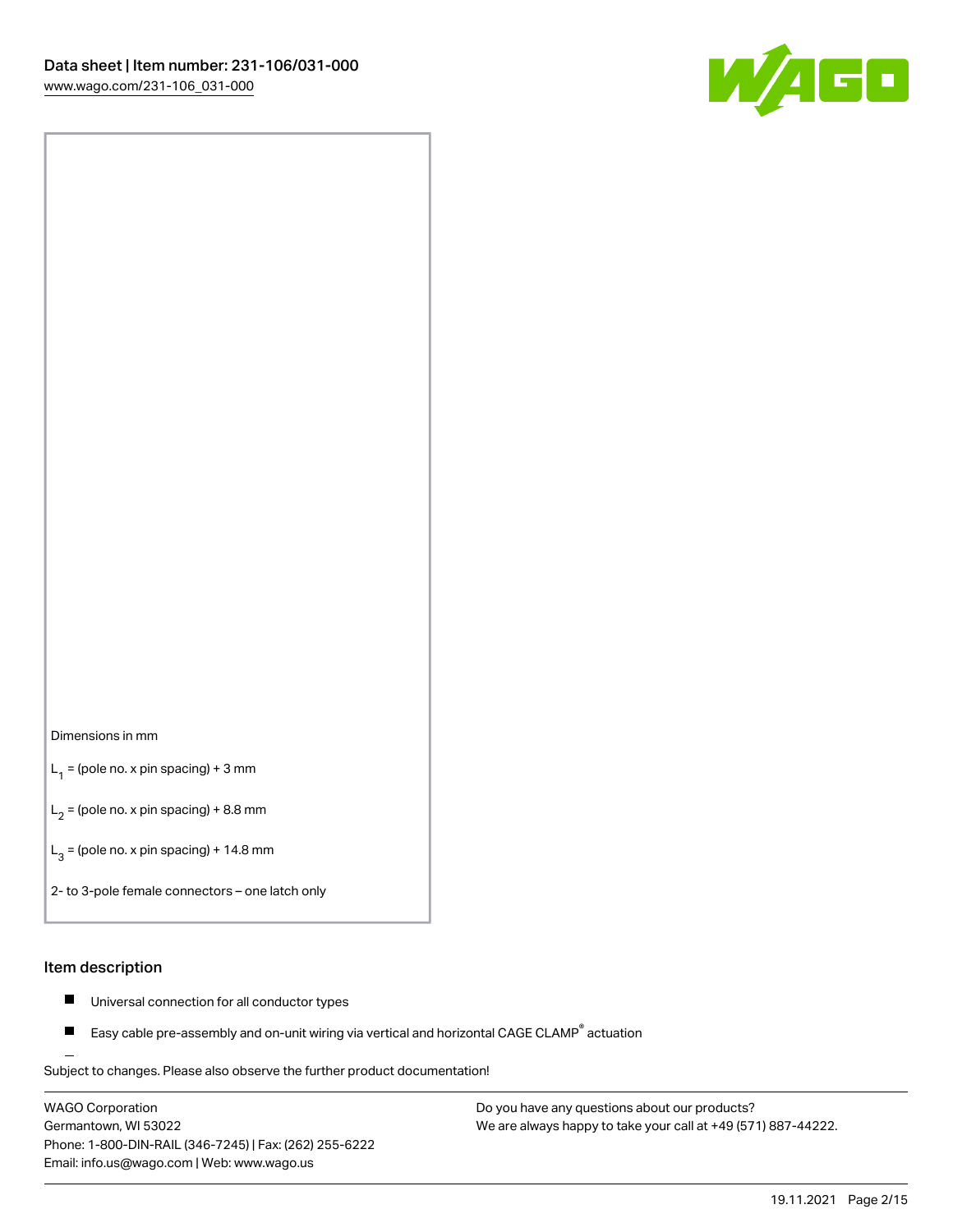Dimensions in mm

$L_1$ = (pole no. x pin spacing) + 3 mm

$L_2$ = (pole no. x pin spacing) + 8.8 mm

$L_3$ = (pole no. x pin spacing) + 14.8 mm

2- to 3-pole female connectors – one latch only

## Item description

- Universal connection for all conductor types
- Easy cable pre-assembly and on-unit wiring via vertical and horizontal CAGE CLAMP® actuation

Subject to changes. Please also observe the further product documentation!

WAGO Corporation
Germantown, WI 53022
Phone: 1-800-DIN-RAIL (346-7245) | Fax: (262) 255-6222
Email: info.us@wago.com | Web: www.wago.us

Do you have any questions about our products?
We are always happy to take your call at +49 (571) 887-44222.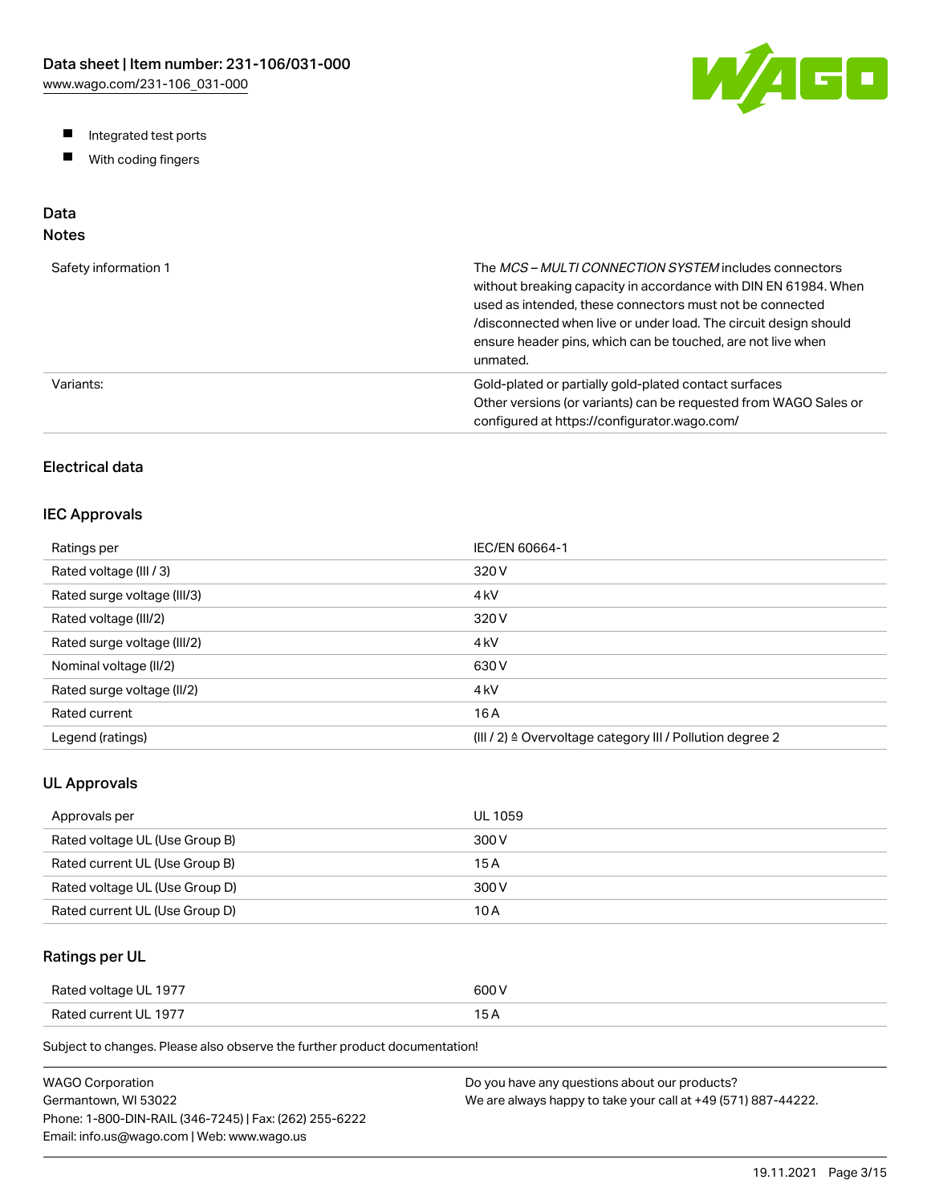- Integrated test ports
- With coding fingers

## Data

### Notes

| | |
|---|---|
| Safety information 1 | The *MCS – MULTI CONNECTION SYSTEM* includes connectors without breaking capacity in accordance with DIN EN 61984. When used as intended, these connectors must not be connected /disconnected when live or under load. The circuit design should ensure header pins, which can be touched, are not live when unmated. |
| Variants: | Gold-plated or partially gold-plated contact surfaces<br>Other versions (or variants) can be requested from WAGO Sales or configured at https://configurator.wago.com/ |

## Electrical data

### IEC Approvals

| | |
|---|---|
| Ratings per | IEC/EN 60664-1 |
| Rated voltage (III / 3) | 320 V |
| Rated surge voltage (III/3) | 4 kV |
| Rated voltage (III/2) | 320 V |
| Rated surge voltage (III/2) | 4 kV |
| Nominal voltage (II/2) | 630 V |
| Rated surge voltage (II/2) | 4 kV |
| Rated current | 16 A |
| Legend (ratings) | (III / 2) ≙ Overvoltage category III / Pollution degree 2 |

### UL Approvals

| | |
|---|---|
| Approvals per | UL 1059 |
| Rated voltage UL (Use Group B) | 300 V |
| Rated current UL (Use Group B) | 15 A |
| Rated voltage UL (Use Group D) | 300 V |
| Rated current UL (Use Group D) | 10 A |

### Ratings per UL

| | |
|---|---|
| Rated voltage UL 1977 | 600 V |
| Rated current UL 1977 | 15 A |

Subject to changes. Please also observe the further product documentation!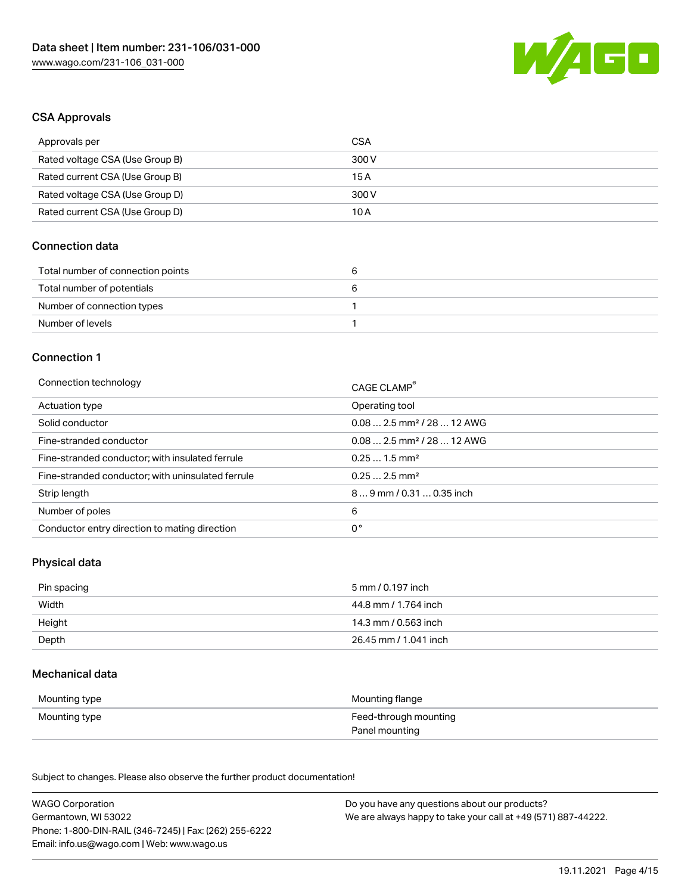## CSA Approvals

| | |
|---|---|
| Approvals per | CSA |
| Rated voltage CSA (Use Group B) | 300 V |
| Rated current CSA (Use Group B) | 15 A |
| Rated voltage CSA (Use Group D) | 300 V |
| Rated current CSA (Use Group D) | 10 A |

## Connection data

| | |
|---|---|
| Total number of connection points | 6 |
| Total number of potentials | 6 |
| Number of connection types | 1 |
| Number of levels | 1 |

## Connection 1

| | |
|---|---|
| Connection technology | CAGE CLAMP® |
| Actuation type | Operating tool |
| Solid conductor | 0.08 … 2.5 mm² / 28 … 12 AWG |
| Fine-stranded conductor | 0.08 … 2.5 mm² / 28 … 12 AWG |
| Fine-stranded conductor; with insulated ferrule | 0.25 … 1.5 mm² |
| Fine-stranded conductor; with uninsulated ferrule | 0.25 … 2.5 mm² |
| Strip length | 8 … 9 mm / 0.31 … 0.35 inch |
| Number of poles | 6 |
| Conductor entry direction to mating direction | 0 ° |

## Physical data

| | |
|---|---|
| Pin spacing | 5 mm / 0.197 inch |
| Width | 44.8 mm / 1.764 inch |
| Height | 14.3 mm / 0.563 inch |
| Depth | 26.45 mm / 1.041 inch |

## Mechanical data

| | |
|---|---|
| Mounting type | Mounting flange |
| Mounting type | Feed-through mounting<br>Panel mounting |

Subject to changes. Please also observe the further product documentation!

WAGO Corporation
Germantown, WI 53022
Phone: 1-800-DIN-RAIL (346-7245) | Fax: (262) 255-6222
Email: info.us@wago.com | Web: www.wago.us

Do you have any questions about our products?
We are always happy to take your call at +49 (571) 887-44222.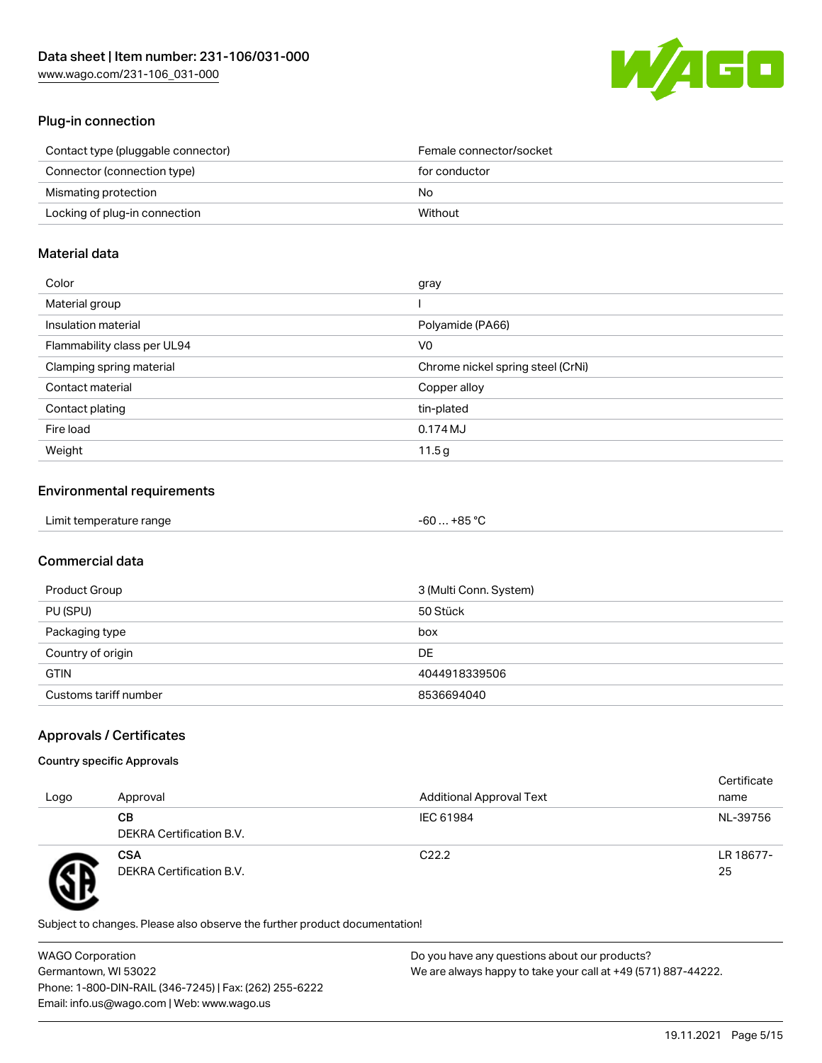## Plug-in connection

| | |
|---|---|
| Contact type (pluggable connector) | Female connector/socket |
| Connector (connection type) | for conductor |
| Mismating protection | No |
| Locking of plug-in connection | Without |

## Material data

| | |
|---|---|
| Color | gray |
| Material group | I |
| Insulation material | Polyamide (PA66) |
| Flammability class per UL94 | V0 |
| Clamping spring material | Chrome nickel spring steel (CrNi) |
| Contact material | Copper alloy |
| Contact plating | tin-plated |
| Fire load | 0.174 MJ |
| Weight | 11.5 g |

## Environmental requirements

| | |
|---|---|
| Limit temperature range | -60 … +85 °C |

## Commercial data

| | |
|---|---|
| Product Group | 3 (Multi Conn. System) |
| PU (SPU) | 50 Stück |
| Packaging type | box |
| Country of origin | DE |
| GTIN | 4044918339506 |
| Customs tariff number | 8536694040 |

## Approvals / Certificates

### Country specific Approvals

| Logo | Approval | Additional Approval Text | Certificate name |
|---|---|---|---|
| | **CB**<br>DEKRA Certification B.V. | IEC 61984 | NL-39756 |
| | **CSA**<br>DEKRA Certification B.V. | C22.2 | LR 18677-25 |

Subject to changes. Please also observe the further product documentation!

WAGO Corporation
Germantown, WI 53022
Phone: 1-800-DIN-RAIL (346-7245) | Fax: (262) 255-6222
Email: info.us@wago.com | Web: www.wago.us

Do you have any questions about our products?
We are always happy to take your call at +49 (571) 887-44222.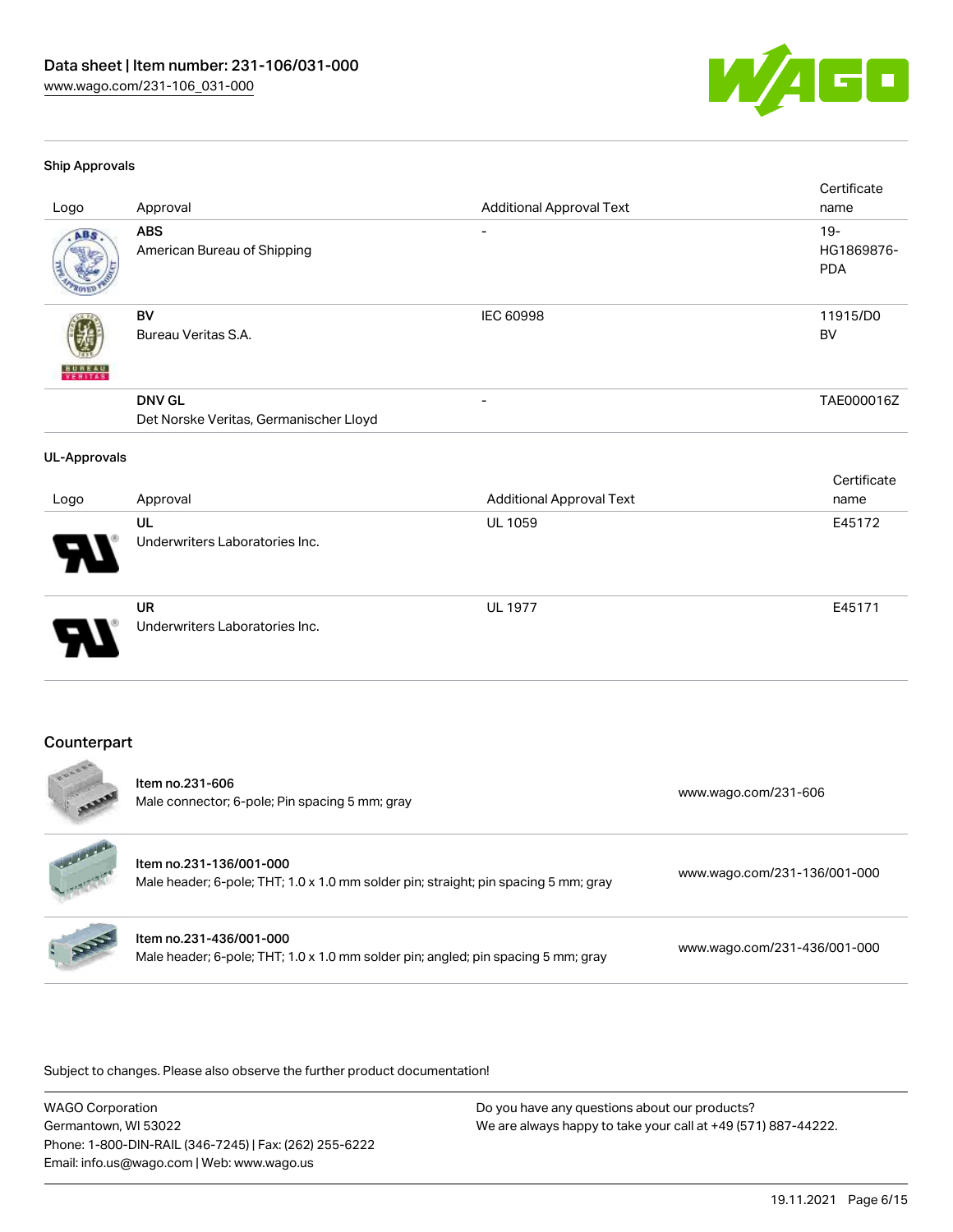## Ship Approvals

| Logo | Approval | Additional Approval Text | Certificate name |
| --- | --- | --- | --- |
| | **ABS**<br>American Bureau of Shipping | - | 19-HG1869876-PDA |
| | **BV**<br>Bureau Veritas S.A. | IEC 60998 | 11915/D0 BV |
| | **DNV GL**<br>Det Norske Veritas, Germanischer Lloyd | - | TAE000016Z |

## UL-Approvals

| Logo | Approval | Additional Approval Text | Certificate name |
| --- | --- | --- | --- |
| | **UL**<br>Underwriters Laboratories Inc. | UL 1059 | E45172 |
| | **UR**<br>Underwriters Laboratories Inc. | UL 1977 | E45171 |

## Counterpart

| | | |
| --- | --- | --- |
| | **Item no.231-606**<br>Male connector; 6-pole; Pin spacing 5 mm; gray | www.wago.com/231-606 |
| | **Item no.231-136/001-000**<br>Male header; 6-pole; THT; 1.0 x 1.0 mm solder pin; straight; pin spacing 5 mm; gray | www.wago.com/231-136/001-000 |
| | **Item no.231-436/001-000**<br>Male header; 6-pole; THT; 1.0 x 1.0 mm solder pin; angled; pin spacing 5 mm; gray | www.wago.com/231-436/001-000 |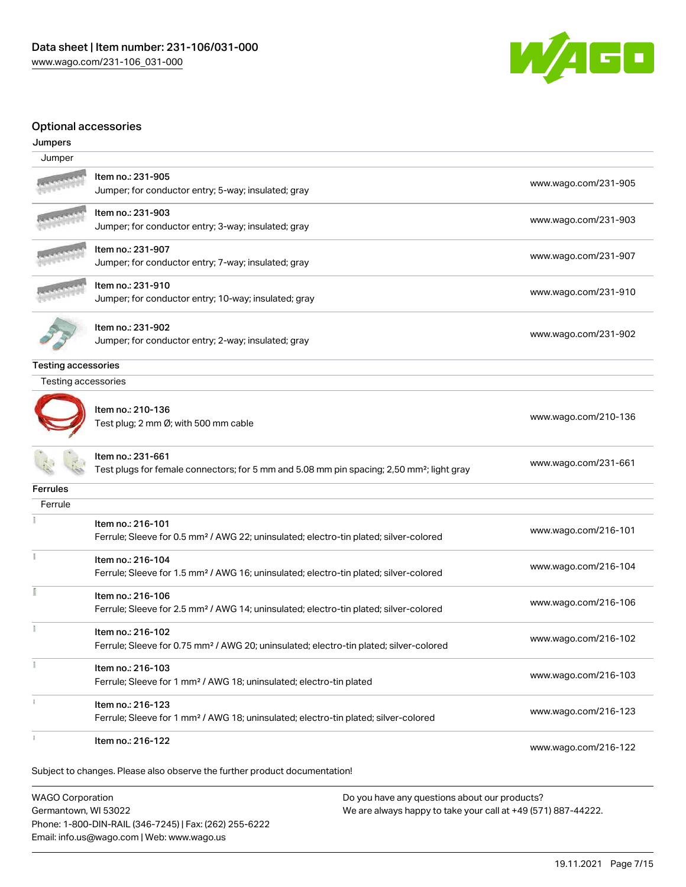## Optional accessories

### Jumpers

| Jumper | |
| --- | --- |
| Item no.: 231-905<br>Jumper; for conductor entry; 5-way; insulated; gray | www.wago.com/231-905 |
| Item no.: 231-903<br>Jumper; for conductor entry; 3-way; insulated; gray | www.wago.com/231-903 |
| Item no.: 231-907<br>Jumper; for conductor entry; 7-way; insulated; gray | www.wago.com/231-907 |
| Item no.: 231-910<br>Jumper; for conductor entry; 10-way; insulated; gray | www.wago.com/231-910 |
| Item no.: 231-902<br>Jumper; for conductor entry; 2-way; insulated; gray | www.wago.com/231-902 |

### Testing accessories

| Testing accessories | |
| --- | --- |
| Item no.: 210-136<br>Test plug; 2 mm Ø; with 500 mm cable | www.wago.com/210-136 |
| Item no.: 231-661<br>Test plugs for female connectors; for 5 mm and 5.08 mm pin spacing; 2,50 mm²; light gray | www.wago.com/231-661 |

### Ferrules

| Ferrule | |
| --- | --- |
| Item no.: 216-101<br>Ferrule; Sleeve for 0.5 mm² / AWG 22; uninsulated; electro-tin plated; silver-colored | www.wago.com/216-101 |
| Item no.: 216-104<br>Ferrule; Sleeve for 1.5 mm² / AWG 16; uninsulated; electro-tin plated; silver-colored | www.wago.com/216-104 |
| Item no.: 216-106<br>Ferrule; Sleeve for 2.5 mm² / AWG 14; uninsulated; electro-tin plated; silver-colored | www.wago.com/216-106 |
| Item no.: 216-102<br>Ferrule; Sleeve for 0.75 mm² / AWG 20; uninsulated; electro-tin plated; silver-colored | www.wago.com/216-102 |
| Item no.: 216-103<br>Ferrule; Sleeve for 1 mm² / AWG 18; uninsulated; electro-tin plated | www.wago.com/216-103 |
| Item no.: 216-123<br>Ferrule; Sleeve for 1 mm² / AWG 18; uninsulated; electro-tin plated; silver-colored | www.wago.com/216-123 |
| Item no.: 216-122 | www.wago.com/216-122 |

Subject to changes. Please also observe the further product documentation!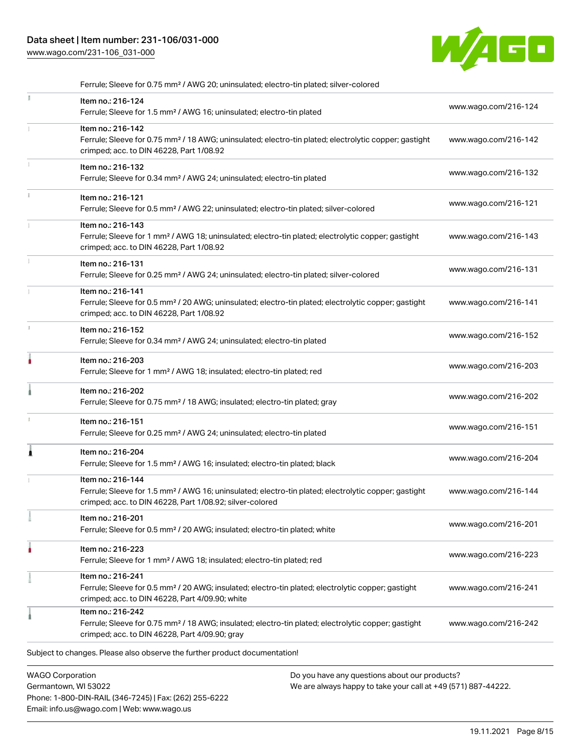Ferrule; Sleeve for 0.75 mm² / AWG 20; uninsulated; electro-tin plated; silver-colored

| | | |
|---|---|---|
| | Item no.: 216-124<br>Ferrule; Sleeve for 1.5 mm² / AWG 16; uninsulated; electro-tin plated | www.wago.com/216-124 |
| | Item no.: 216-142<br>Ferrule; Sleeve for 0.75 mm² / 18 AWG; uninsulated; electro-tin plated; electrolytic copper; gastight crimped; acc. to DIN 46228, Part 1/08.92 | www.wago.com/216-142 |
| | Item no.: 216-132<br>Ferrule; Sleeve for 0.34 mm² / AWG 24; uninsulated; electro-tin plated | www.wago.com/216-132 |
| | Item no.: 216-121<br>Ferrule; Sleeve for 0.5 mm² / AWG 22; uninsulated; electro-tin plated; silver-colored | www.wago.com/216-121 |
| | Item no.: 216-143<br>Ferrule; Sleeve for 1 mm² / AWG 18; uninsulated; electro-tin plated; electrolytic copper; gastight crimped; acc. to DIN 46228, Part 1/08.92 | www.wago.com/216-143 |
| | Item no.: 216-131<br>Ferrule; Sleeve for 0.25 mm² / AWG 24; uninsulated; electro-tin plated; silver-colored | www.wago.com/216-131 |
| | Item no.: 216-141<br>Ferrule; Sleeve for 0.5 mm² / 20 AWG; uninsulated; electro-tin plated; electrolytic copper; gastight crimped; acc. to DIN 46228, Part 1/08.92 | www.wago.com/216-141 |
| | Item no.: 216-152<br>Ferrule; Sleeve for 0.34 mm² / AWG 24; uninsulated; electro-tin plated | www.wago.com/216-152 |
| | Item no.: 216-203<br>Ferrule; Sleeve for 1 mm² / AWG 18; insulated; electro-tin plated; red | www.wago.com/216-203 |
| | Item no.: 216-202<br>Ferrule; Sleeve for 0.75 mm² / 18 AWG; insulated; electro-tin plated; gray | www.wago.com/216-202 |
| | Item no.: 216-151<br>Ferrule; Sleeve for 0.25 mm² / AWG 24; uninsulated; electro-tin plated | www.wago.com/216-151 |
| | Item no.: 216-204<br>Ferrule; Sleeve for 1.5 mm² / AWG 16; insulated; electro-tin plated; black | www.wago.com/216-204 |
| | Item no.: 216-144<br>Ferrule; Sleeve for 1.5 mm² / AWG 16; uninsulated; electro-tin plated; electrolytic copper; gastight crimped; acc. to DIN 46228, Part 1/08.92; silver-colored | www.wago.com/216-144 |
| | Item no.: 216-201<br>Ferrule; Sleeve for 0.5 mm² / 20 AWG; insulated; electro-tin plated; white | www.wago.com/216-201 |
| | Item no.: 216-223<br>Ferrule; Sleeve for 1 mm² / AWG 18; insulated; electro-tin plated; red | www.wago.com/216-223 |
| | Item no.: 216-241<br>Ferrule; Sleeve for 0.5 mm² / 20 AWG; insulated; electro-tin plated; electrolytic copper; gastight crimped; acc. to DIN 46228, Part 4/09.90; white | www.wago.com/216-241 |
| | Item no.: 216-242<br>Ferrule; Sleeve for 0.75 mm² / 18 AWG; insulated; electro-tin plated; electrolytic copper; gastight crimped; acc. to DIN 46228, Part 4/09.90; gray | www.wago.com/216-242 |

Subject to changes. Please also observe the further product documentation!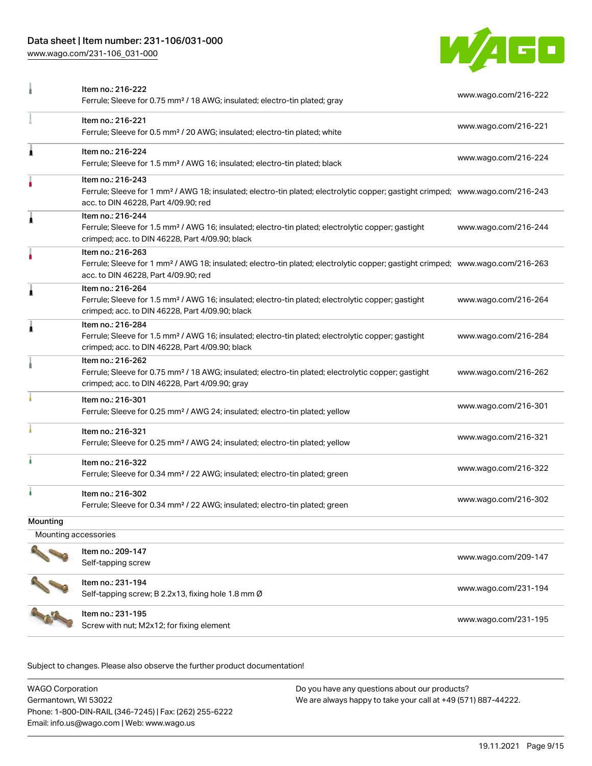| | | |
|---|---|---|
| | Item no.: 216-222<br>Ferrule; Sleeve for 0.75 mm² / 18 AWG; insulated; electro-tin plated; gray | www.wago.com/216-222 |
| | Item no.: 216-221<br>Ferrule; Sleeve for 0.5 mm² / 20 AWG; insulated; electro-tin plated; white | www.wago.com/216-221 |
| | Item no.: 216-224<br>Ferrule; Sleeve for 1.5 mm² / AWG 16; insulated; electro-tin plated; black | www.wago.com/216-224 |
| | Item no.: 216-243<br>Ferrule; Sleeve for 1 mm² / AWG 18; insulated; electro-tin plated; electrolytic copper; gastight crimped; acc. to DIN 46228, Part 4/09.90; red | www.wago.com/216-243 |
| | Item no.: 216-244<br>Ferrule; Sleeve for 1.5 mm² / AWG 16; insulated; electro-tin plated; electrolytic copper; gastight crimped; acc. to DIN 46228, Part 4/09.90; black | www.wago.com/216-244 |
| | Item no.: 216-263<br>Ferrule; Sleeve for 1 mm² / AWG 18; insulated; electro-tin plated; electrolytic copper; gastight crimped; acc. to DIN 46228, Part 4/09.90; red | www.wago.com/216-263 |
| | Item no.: 216-264<br>Ferrule; Sleeve for 1.5 mm² / AWG 16; insulated; electro-tin plated; electrolytic copper; gastight crimped; acc. to DIN 46228, Part 4/09.90; black | www.wago.com/216-264 |
| | Item no.: 216-284<br>Ferrule; Sleeve for 1.5 mm² / AWG 16; insulated; electro-tin plated; electrolytic copper; gastight crimped; acc. to DIN 46228, Part 4/09.90; black | www.wago.com/216-284 |
| | Item no.: 216-262<br>Ferrule; Sleeve for 0.75 mm² / 18 AWG; insulated; electro-tin plated; electrolytic copper; gastight crimped; acc. to DIN 46228, Part 4/09.90; gray | www.wago.com/216-262 |
| | Item no.: 216-301<br>Ferrule; Sleeve for 0.25 mm² / AWG 24; insulated; electro-tin plated; yellow | www.wago.com/216-301 |
| | Item no.: 216-321<br>Ferrule; Sleeve for 0.25 mm² / AWG 24; insulated; electro-tin plated; yellow | www.wago.com/216-321 |
| | Item no.: 216-322<br>Ferrule; Sleeve for 0.34 mm² / 22 AWG; insulated; electro-tin plated; green | www.wago.com/216-322 |
| | Item no.: 216-302<br>Ferrule; Sleeve for 0.34 mm² / 22 AWG; insulated; electro-tin plated; green | www.wago.com/216-302 |

**Mounting**

Mounting accessories

| | | |
|---|---|---|
| | Item no.: 209-147<br>Self-tapping screw | www.wago.com/209-147 |
| | Item no.: 231-194<br>Self-tapping screw; B 2.2x13, fixing hole 1.8 mm Ø | www.wago.com/231-194 |
| | Item no.: 231-195<br>Screw with nut; M2x12; for fixing element | www.wago.com/231-195 |

Subject to changes. Please also observe the further product documentation!

WAGO Corporation
Germantown, WI 53022
Phone: 1-800-DIN-RAIL (346-7245) | Fax: (262) 255-6222
Email: info.us@wago.com | Web: www.wago.us

Do you have any questions about our products?
We are always happy to take your call at +49 (571) 887-44222.

19.11.2021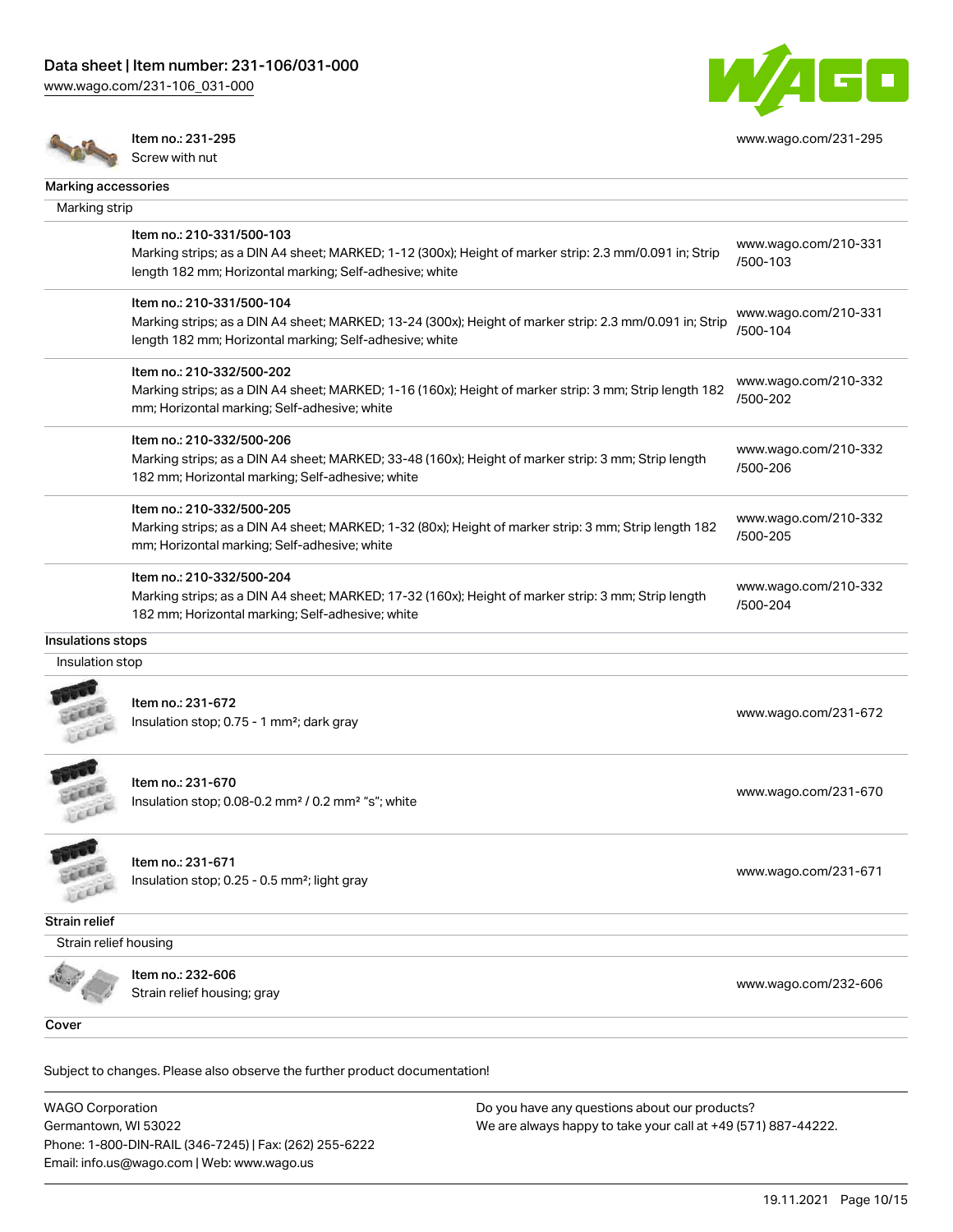| | | |
|---|---|---|
| | Item no.: 231-295<br>Screw with nut | www.wago.com/231-295 |

**Marking accessories**

Marking strip

| | | |
|---|---|---|
| | Item no.: 210-331/500-103<br>Marking strips; as a DIN A4 sheet; MARKED; 1-12 (300x); Height of marker strip: 2.3 mm/0.091 in; Strip length 182 mm; Horizontal marking; Self-adhesive; white | www.wago.com/210-331/500-103 |
| | Item no.: 210-331/500-104<br>Marking strips; as a DIN A4 sheet; MARKED; 13-24 (300x); Height of marker strip: 2.3 mm/0.091 in; Strip length 182 mm; Horizontal marking; Self-adhesive; white | www.wago.com/210-331/500-104 |
| | Item no.: 210-332/500-202<br>Marking strips; as a DIN A4 sheet; MARKED; 1-16 (160x); Height of marker strip: 3 mm; Strip length 182 mm; Horizontal marking; Self-adhesive; white | www.wago.com/210-332/500-202 |
| | Item no.: 210-332/500-206<br>Marking strips; as a DIN A4 sheet; MARKED; 33-48 (160x); Height of marker strip: 3 mm; Strip length 182 mm; Horizontal marking; Self-adhesive; white | www.wago.com/210-332/500-206 |
| | Item no.: 210-332/500-205<br>Marking strips; as a DIN A4 sheet; MARKED; 1-32 (80x); Height of marker strip: 3 mm; Strip length 182 mm; Horizontal marking; Self-adhesive; white | www.wago.com/210-332/500-205 |
| | Item no.: 210-332/500-204<br>Marking strips; as a DIN A4 sheet; MARKED; 17-32 (160x); Height of marker strip: 3 mm; Strip length 182 mm; Horizontal marking; Self-adhesive; white | www.wago.com/210-332/500-204 |

**Insulations stops**

Insulation stop

| | | |
|---|---|---|
| | Item no.: 231-672<br>Insulation stop; 0.75 - 1 mm²; dark gray | www.wago.com/231-672 |
| | Item no.: 231-670<br>Insulation stop; 0.08-0.2 mm² / 0.2 mm² "s"; white | www.wago.com/231-670 |
| | Item no.: 231-671<br>Insulation stop; 0.25 - 0.5 mm²; light gray | www.wago.com/231-671 |

**Strain relief**

Strain relief housing

| | | |
|---|---|---|
| | Item no.: 232-606<br>Strain relief housing; gray | www.wago.com/232-606 |

**Cover**

Subject to changes. Please also observe the further product documentation!

WAGO Corporation
Germantown, WI 53022
Phone: 1-800-DIN-RAIL (346-7245) | Fax: (262) 255-6222
Email: info.us@wago.com | Web: www.wago.us

Do you have any questions about our products?
We are always happy to take your call at +49 (571) 887-44222.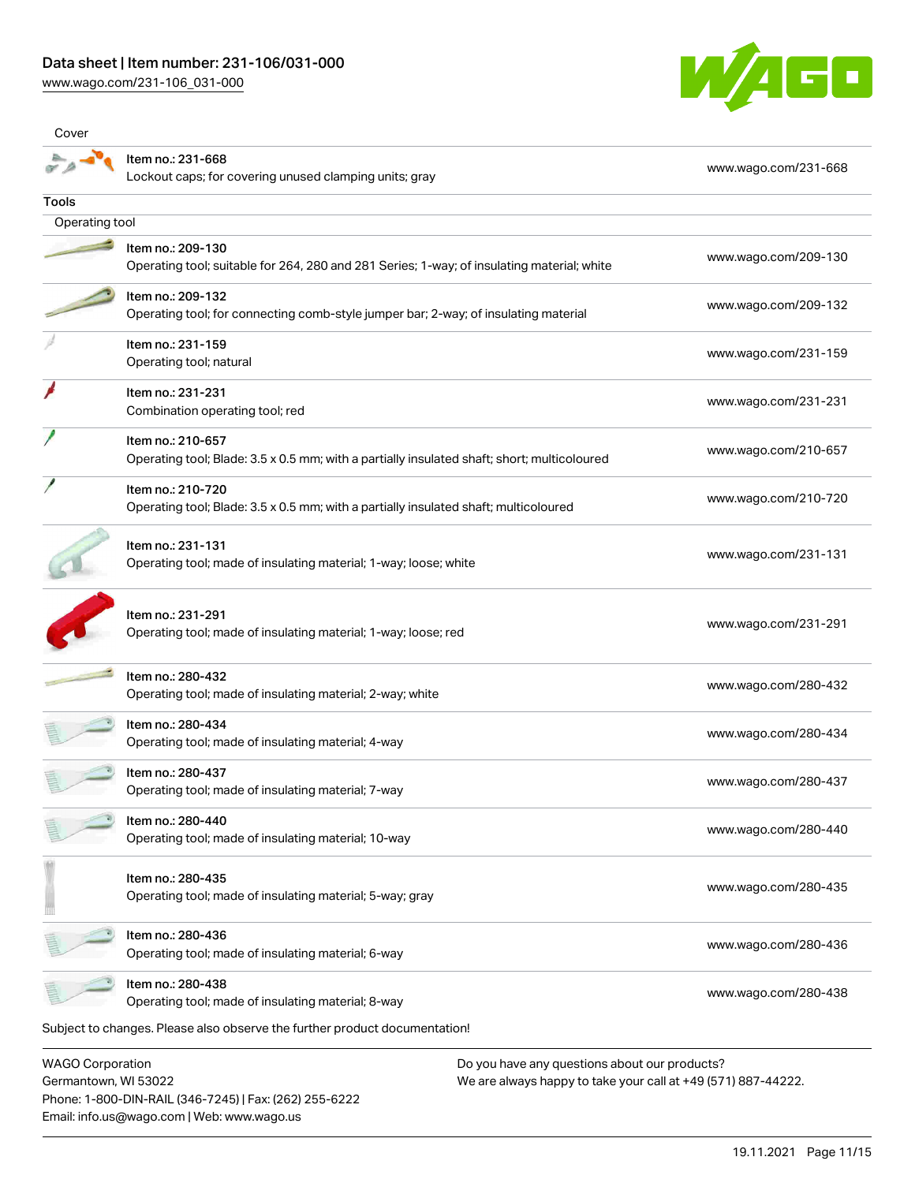Cover

| | | |
|---|---|---|
| | Item no.: 231-668<br>Lockout caps; for covering unused clamping units; gray | www.wago.com/231-668 |

Tools

Operating tool

| | | |
|---|---|---|
| | Item no.: 209-130<br>Operating tool; suitable for 264, 280 and 281 Series; 1-way; of insulating material; white | www.wago.com/209-130 |
| | Item no.: 209-132<br>Operating tool; for connecting comb-style jumper bar; 2-way; of insulating material | www.wago.com/209-132 |
| | Item no.: 231-159<br>Operating tool; natural | www.wago.com/231-159 |
| | Item no.: 231-231<br>Combination operating tool; red | www.wago.com/231-231 |
| | Item no.: 210-657<br>Operating tool; Blade: 3.5 x 0.5 mm; with a partially insulated shaft; short; multicoloured | www.wago.com/210-657 |
| | Item no.: 210-720<br>Operating tool; Blade: 3.5 x 0.5 mm; with a partially insulated shaft; multicoloured | www.wago.com/210-720 |
| | Item no.: 231-131<br>Operating tool; made of insulating material; 1-way; loose; white | www.wago.com/231-131 |
| | Item no.: 231-291<br>Operating tool; made of insulating material; 1-way; loose; red | www.wago.com/231-291 |
| | Item no.: 280-432<br>Operating tool; made of insulating material; 2-way; white | www.wago.com/280-432 |
| | Item no.: 280-434<br>Operating tool; made of insulating material; 4-way | www.wago.com/280-434 |
| | Item no.: 280-437<br>Operating tool; made of insulating material; 7-way | www.wago.com/280-437 |
| | Item no.: 280-440<br>Operating tool; made of insulating material; 10-way | www.wago.com/280-440 |
| | Item no.: 280-435<br>Operating tool; made of insulating material; 5-way; gray | www.wago.com/280-435 |
| | Item no.: 280-436<br>Operating tool; made of insulating material; 6-way | www.wago.com/280-436 |
| | Item no.: 280-438<br>Operating tool; made of insulating material; 8-way | www.wago.com/280-438 |

Subject to changes. Please also observe the further product documentation!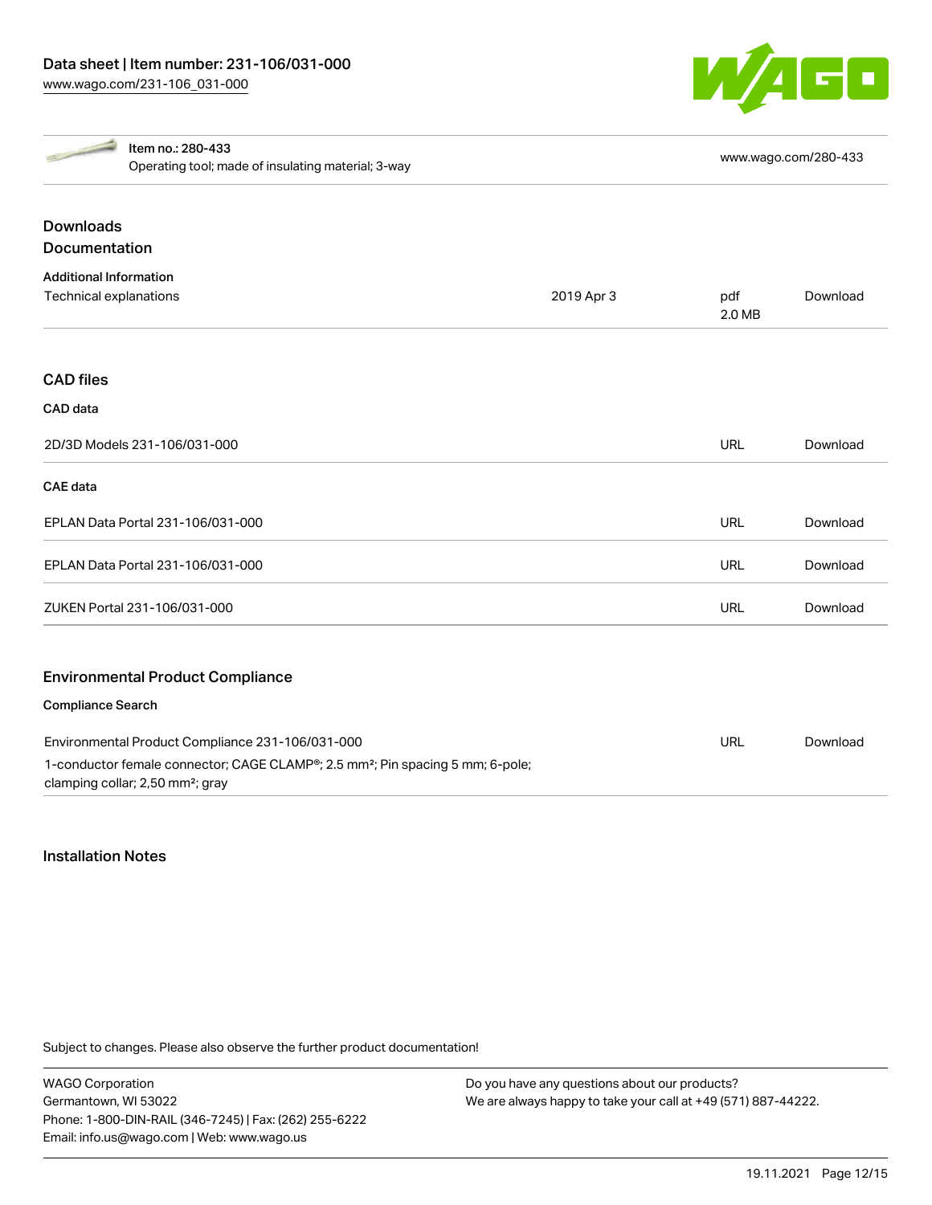| | | |
|---|---|---|
| Item no.: 280-433<br>Operating tool; made of insulating material; 3-way | | www.wago.com/280-433 |

## Downloads

### Documentation

**Additional Information**

| | | | |
|---|---|---|---|
| Technical explanations | 2019 Apr 3 | pdf<br>2.0 MB | Download |

### CAD files

**CAD data**

| | | |
|---|---|---|
| 2D/3D Models 231-106/031-000 | URL | Download |

**CAE data**

| | | |
|---|---|---|
| EPLAN Data Portal 231-106/031-000 | URL | Download |
| EPLAN Data Portal 231-106/031-000 | URL | Download |
| ZUKEN Portal 231-106/031-000 | URL | Download |

### Environmental Product Compliance

**Compliance Search**

| | | |
|---|---|---|
| Environmental Product Compliance 231-106/031-000<br>1-conductor female connector; CAGE CLAMP®; 2.5 mm²; Pin spacing 5 mm; 6-pole; clamping collar; 2,50 mm²; gray | URL | Download |

## Installation Notes

Subject to changes. Please also observe the further product documentation!

WAGO Corporation
Germantown, WI 53022
Phone: 1-800-DIN-RAIL (346-7245) | Fax: (262) 255-6222
Email: info.us@wago.com | Web: www.wago.us

Do you have any questions about our products?
We are always happy to take your call at +49 (571) 887-44222.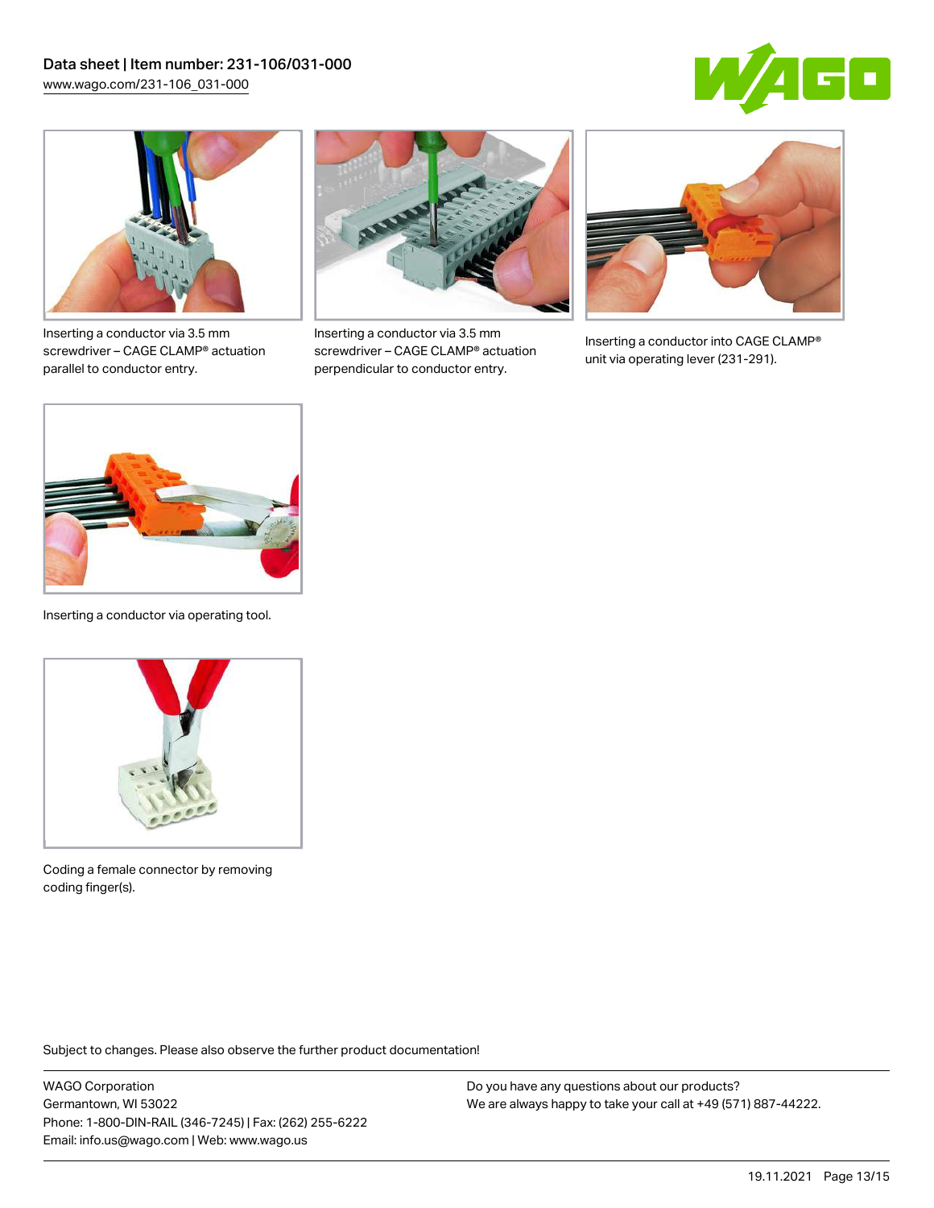Inserting a conductor via 3.5 mm screwdriver – CAGE CLAMP® actuation parallel to conductor entry.

Inserting a conductor via 3.5 mm screwdriver – CAGE CLAMP® actuation perpendicular to conductor entry.

Inserting a conductor into CAGE CLAMP® unit via operating lever (231-291).

Inserting a conductor via operating tool.

Coding a female connector by removing coding finger(s).

Subject to changes. Please also observe the further product documentation!

WAGO Corporation
Germantown, WI 53022
Phone: 1-800-DIN-RAIL (346-7245) | Fax: (262) 255-6222
Email: info.us@wago.com | Web: www.wago.us

Do you have any questions about our products?
We are always happy to take your call at +49 (571) 887-44222.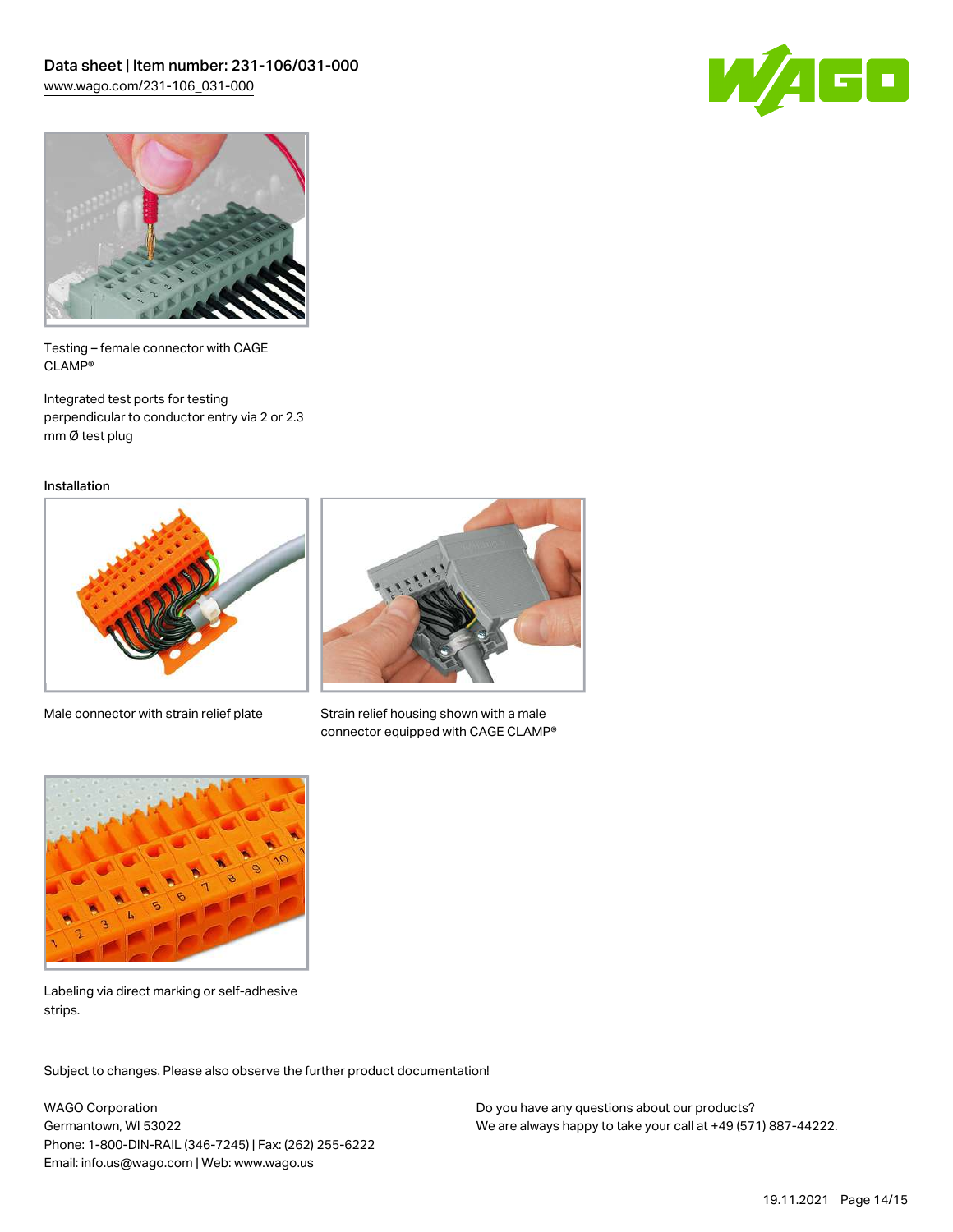Testing – female connector with CAGE CLAMP®

Integrated test ports for testing perpendicular to conductor entry via 2 or 2.3 mm Ø test plug

Installation

Male connector with strain relief plate

Strain relief housing shown with a male connector equipped with CAGE CLAMP®

Labeling via direct marking or self-adhesive strips.

Subject to changes. Please also observe the further product documentation!

WAGO Corporation
Germantown, WI 53022
Phone: 1-800-DIN-RAIL (346-7245) | Fax: (262) 255-6222
Email: info.us@wago.com | Web: www.wago.us

Do you have any questions about our products?
We are always happy to take your call at +49 (571) 887-44222.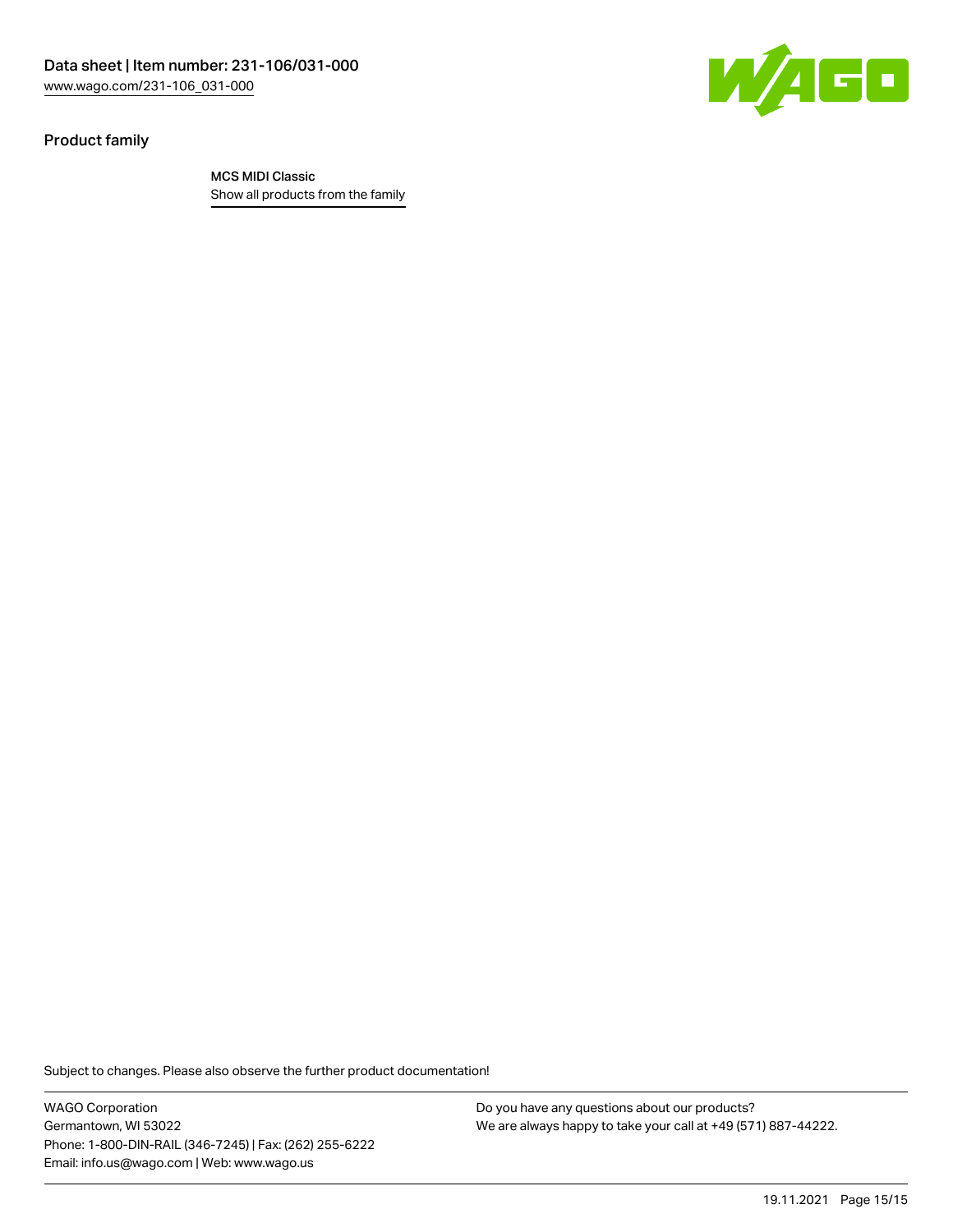Product family

MCS MIDI Classic
Show all products from the family